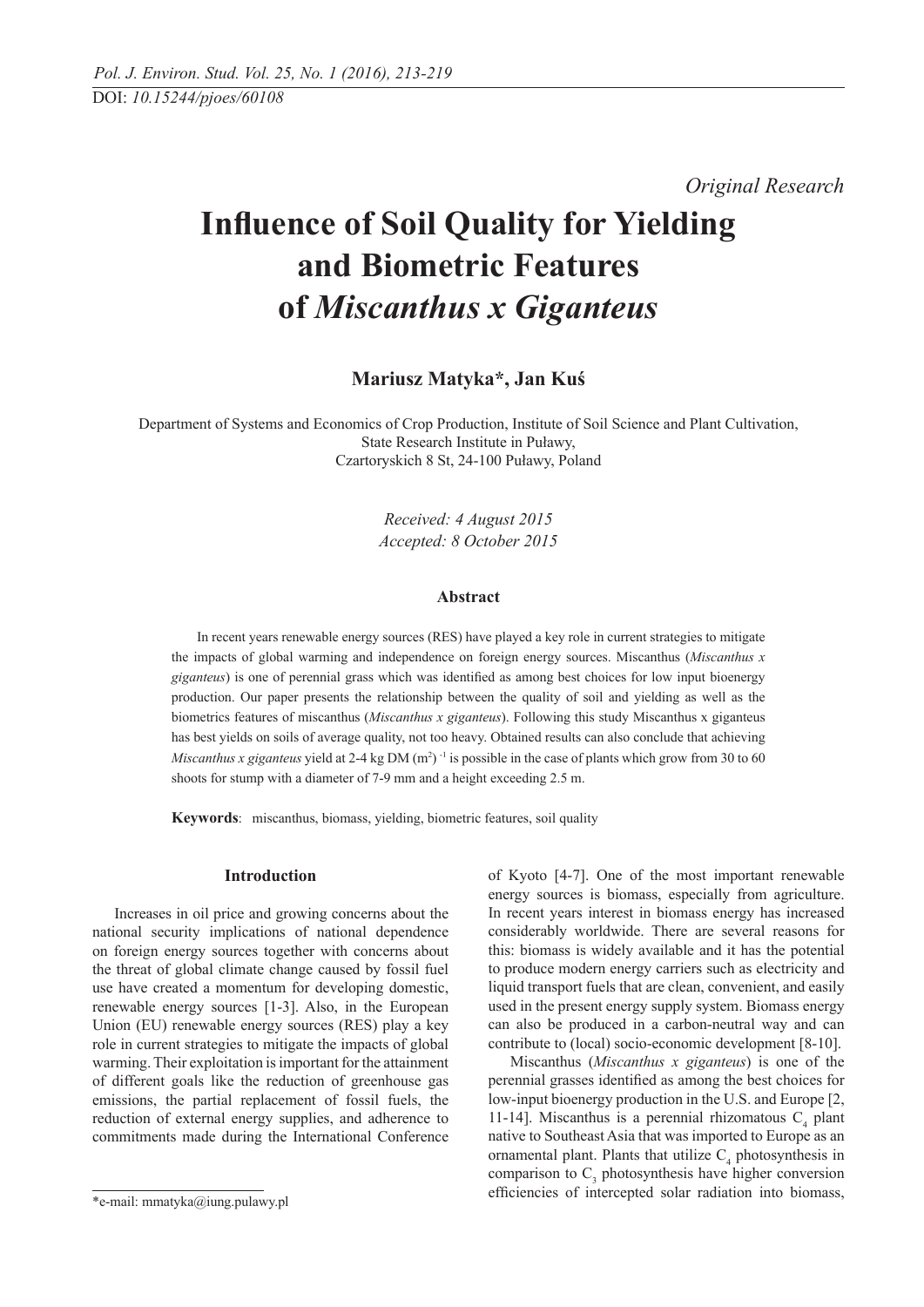*Original Research*

# Influence of Soil Quality for Yielding and Biometric Features of *Miscanthus x Giganteus*

**Mariusz Matyka\*, Jan Kuś**

Department of Systems and Economics of Crop Production, Institute of Soil Science and Plant Cultivation, State Research Institute in Puławy, Czartoryskich 8 St, 24-100 Puławy, Poland

*Received: 4 August 2015*
*Accepted: 8 October 2015*

## Abstract

In recent years renewable energy sources (RES) have played a key role in current strategies to mitigate the impacts of global warming and independence on foreign energy sources. Miscanthus (*Miscanthus x giganteus*) is one of perennial grass which was identified as among best choices for low input bioenergy production. Our paper presents the relationship between the quality of soil and yielding as well as the biometrics features of miscanthus (*Miscanthus x giganteus*). Following this study Miscanthus x giganteus has best yields on soils of average quality, not too heavy. Obtained results can also conclude that achieving *Miscanthus x giganteus* yield at 2-4 kg DM $(m^2)^{-1}$ is possible in the case of plants which grow from 30 to 60 shoots for stump with a diameter of 7-9 mm and a height exceeding 2.5 m.

**Keywords**: miscanthus, biomass, yielding, biometric features, soil quality

## Introduction

Increases in oil price and growing concerns about the national security implications of national dependence on foreign energy sources together with concerns about the threat of global climate change caused by fossil fuel use have created a momentum for developing domestic, renewable energy sources [1-3]. Also, in the European Union (EU) renewable energy sources (RES) play a key role in current strategies to mitigate the impacts of global warming. Their exploitation is important for the attainment of different goals like the reduction of greenhouse gas emissions, the partial replacement of fossil fuels, the reduction of external energy supplies, and adherence to commitments made during the International Conference of Kyoto [4-7]. One of the most important renewable energy sources is biomass, especially from agriculture. In recent years interest in biomass energy has increased considerably worldwide. There are several reasons for this: biomass is widely available and it has the potential to produce modern energy carriers such as electricity and liquid transport fuels that are clean, convenient, and easily used in the present energy supply system. Biomass energy can also be produced in a carbon-neutral way and can contribute to (local) socio-economic development [8-10].

Miscanthus (*Miscanthus x giganteus*) is one of the perennial grasses identified as among the best choices for low-input bioenergy production in the U.S. and Europe [2, 11-14]. Miscanthus is a perennial rhizomatous $C_4$ plant native to Southeast Asia that was imported to Europe as an ornamental plant. Plants that utilize $C_4$ photosynthesis in comparison to $C_3$ photosynthesis have higher conversion efficiencies of intercepted solar radiation into biomass,

\*e-mail: mmatyka@iung.pulawy.pl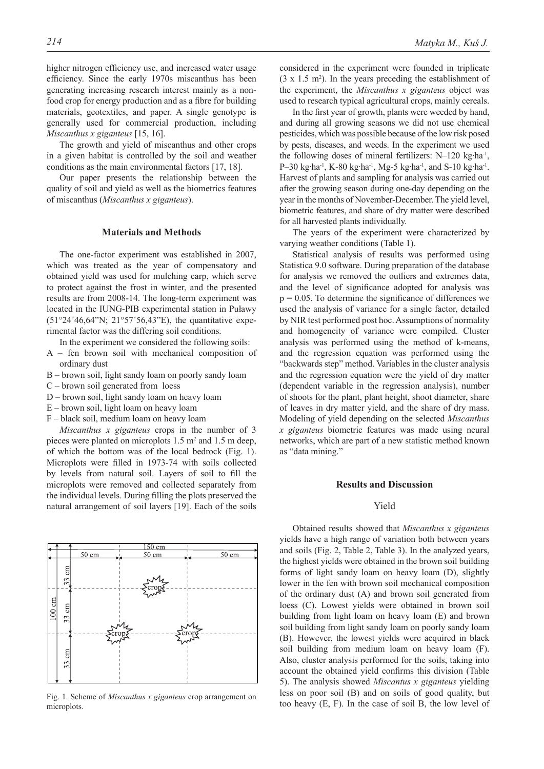higher nitrogen efficiency use, and increased water usage efficiency. Since the early 1970s miscanthus has been generating increasing research interest mainly as a non-food crop for energy production and as a fibre for building materials, geotextiles, and paper. A single genotype is generally used for commercial production, including *Miscanthus x giganteus* [15, 16].

The growth and yield of miscanthus and other crops in a given habitat is controlled by the soil and weather conditions as the main environmental factors [17, 18].

Our paper presents the relationship between the quality of soil and yield as well as the biometrics features of miscanthus (*Miscanthus x giganteus*).

## Materials and Methods

The one-factor experiment was established in 2007, which was treated as the year of compensatory and obtained yield was used for mulching carp, which serve to protect against the frost in winter, and the presented results are from 2008-14. The long-term experiment was located in the IUNG-PIB experimental station in Puławy (51°24´46,64"N; 21°57´56,43"E), the quantitative experimental factor was the differing soil conditions.

In the experiment we considered the following soils:

A – fen brown soil with mechanical composition of ordinary dust
B – brown soil, light sandy loam on poorly sandy loam
C – brown soil generated from loess
D – brown soil, light sandy loam on heavy loam
E – brown soil, light loam on heavy loam
F – black soil, medium loam on heavy loam

*Miscanthus x giganteus* crops in the number of 3 pieces were planted on microplots 1.5 m$^2$ and 1.5 m deep, of which the bottom was of the local bedrock (Fig. 1). Microplots were filled in 1973-74 with soils collected by levels from natural soil. Layers of soil to fill the microplots were removed and collected separately from the individual levels. During filling the plots preserved the natural arrangement of soil layers [19]. Each of the soils considered in the experiment were founded in triplicate (3 x 1.5 m$^2$). In the years preceding the establishment of the experiment, the *Miscanthus x giganteus* object was used to research typical agricultural crops, mainly cereals.

Fig. 1. Scheme of *Miscanthus x giganteus* crop arrangement on microplots.

In the first year of growth, plants were weeded by hand, and during all growing seasons we did not use chemical pesticides, which was possible because of the low risk posed by pests, diseases, and weeds. In the experiment we used the following doses of mineral fertilizers: N–120 kg·ha$^{-1}$, P–30 kg·ha$^{-1}$, K-80 kg·ha$^{-1}$, Mg-5 kg·ha$^{-1}$, and S-10 kg·ha$^{-1}$. Harvest of plants and sampling for analysis was carried out after the growing season during one-day depending on the year in the months of November-December. The yield level, biometric features, and share of dry matter were described for all harvested plants individually.

The years of the experiment were characterized by varying weather conditions (Table 1).

Statistical analysis of results was performed using Statistica 9.0 software. During preparation of the database for analysis we removed the outliers and extremes data, and the level of significance adopted for analysis was $p = 0.05$. To determine the significance of differences we used the analysis of variance for a single factor, detailed by NIR test performed post hoc. Assumptions of normality and homogeneity of variance were compiled. Cluster analysis was performed using the method of k-means, and the regression equation was performed using the "backwards step" method. Variables in the cluster analysis and the regression equation were the yield of dry matter (dependent variable in the regression analysis), number of shoots for the plant, plant height, shoot diameter, share of leaves in dry matter yield, and the share of dry mass. Modeling of yield depending on the selected *Miscanthus x giganteus* biometric features was made using neural networks, which are part of a new statistic method known as "data mining."

## Results and Discussion

### Yield

Obtained results showed that *Miscanthus x giganteus* yields have a high range of variation both between years and soils (Fig. 2, Table 2, Table 3). In the analyzed years, the highest yields were obtained in the brown soil building forms of light sandy loam on heavy loam (D), slightly lower in the fen with brown soil mechanical composition of the ordinary dust (A) and brown soil generated from loess (C). Lowest yields were obtained in brown soil building from light loam on heavy loam (E) and brown soil building from light sandy loam on poorly sandy loam (B). However, the lowest yields were acquired in black soil building from medium loam on heavy loam (F). Also, cluster analysis performed for the soils, taking into account the obtained yield confirms this division (Table 5). The analysis showed *Miscantus x giganteus* yielding less on poor soil (B) and on soils of good quality, but too heavy (E, F). In the case of soil B, the low level of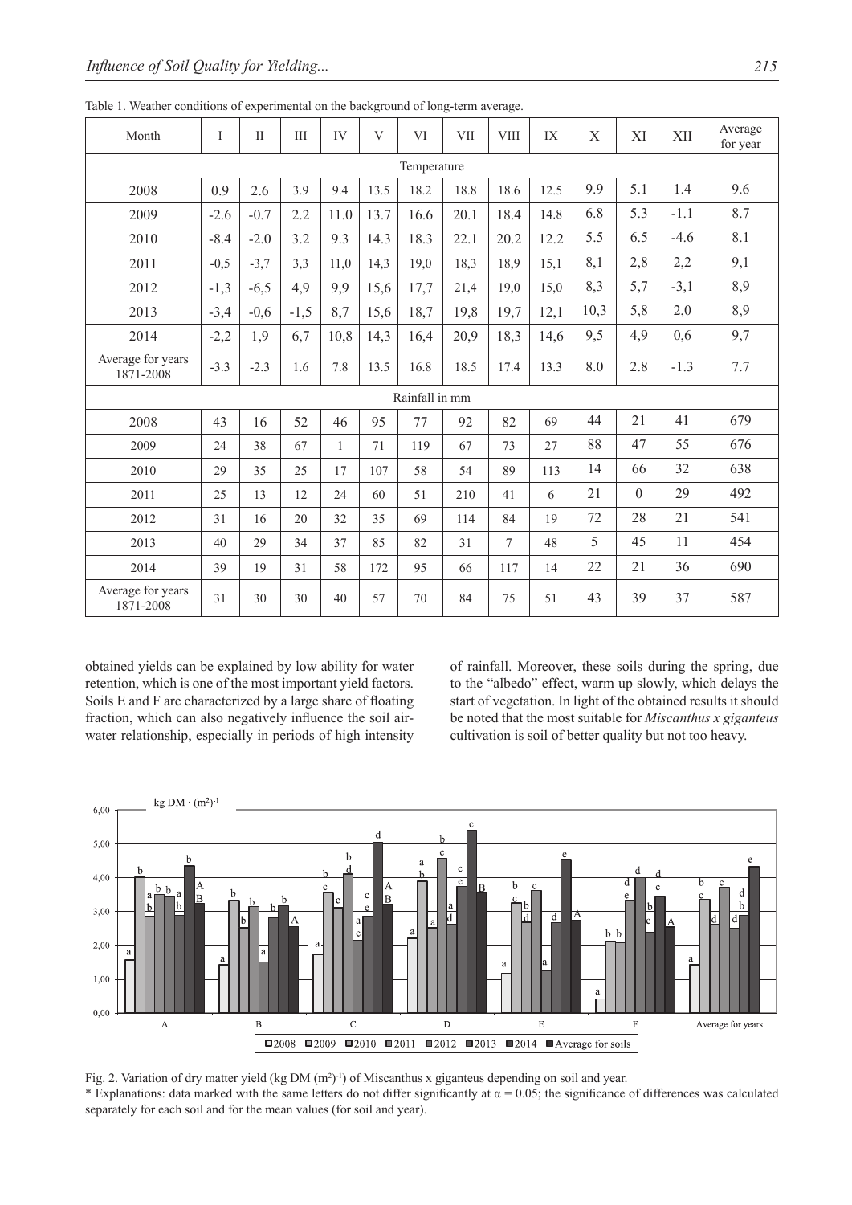Table 1. Weather conditions of experimental on the background of long-term average.

| Month | I | II | III | IV | V | VI | VII | VIII | IX | X | XI | XII | Average for year |
|---|---|---|---|---|---|---|---|---|---|---|---|---|---|
| Temperature | | | | | | | | | | | | | |
| 2008 | 0.9 | 2.6 | 3.9 | 9.4 | 13.5 | 18.2 | 18.8 | 18.6 | 12.5 | 9.9 | 5.1 | 1.4 | 9.6 |
| 2009 | -2.6 | -0.7 | 2.2 | 11.0 | 13.7 | 16.6 | 20.1 | 18.4 | 14.8 | 6.8 | 5.3 | -1.1 | 8.7 |
| 2010 | -8.4 | -2.0 | 3.2 | 9.3 | 14.3 | 18.3 | 22.1 | 20.2 | 12.2 | 5.5 | 6.5 | -4.6 | 8.1 |
| 2011 | -0,5 | -3,7 | 3,3 | 11,0 | 14,3 | 19,0 | 18,3 | 18,9 | 15,1 | 8,1 | 2,8 | 2,2 | 9,1 |
| 2012 | -1,3 | -6,5 | 4,9 | 9,9 | 15,6 | 17,7 | 21,4 | 19,0 | 15,0 | 8,3 | 5,7 | -3,1 | 8,9 |
| 2013 | -3,4 | -0,6 | -1,5 | 8,7 | 15,6 | 18,7 | 19,8 | 19,7 | 12,1 | 10,3 | 5,8 | 2,0 | 8,9 |
| 2014 | -2,2 | 1,9 | 6,7 | 10,8 | 14,3 | 16,4 | 20,9 | 18,3 | 14,6 | 9,5 | 4,9 | 0,6 | 9,7 |
| Average for years 1871-2008 | -3.3 | -2.3 | 1.6 | 7.8 | 13.5 | 16.8 | 18.5 | 17.4 | 13.3 | 8.0 | 2.8 | -1.3 | 7.7 |
| Rainfall in mm | | | | | | | | | | | | | |
| 2008 | 43 | 16 | 52 | 46 | 95 | 77 | 92 | 82 | 69 | 44 | 21 | 41 | 679 |
| 2009 | 24 | 38 | 67 | 1 | 71 | 119 | 67 | 73 | 27 | 88 | 47 | 55 | 676 |
| 2010 | 29 | 35 | 25 | 17 | 107 | 58 | 54 | 89 | 113 | 14 | 66 | 32 | 638 |
| 2011 | 25 | 13 | 12 | 24 | 60 | 51 | 210 | 41 | 6 | 21 | 0 | 29 | 492 |
| 2012 | 31 | 16 | 20 | 32 | 35 | 69 | 114 | 84 | 19 | 72 | 28 | 21 | 541 |
| 2013 | 40 | 29 | 34 | 37 | 85 | 82 | 31 | 7 | 48 | 5 | 45 | 11 | 454 |
| 2014 | 39 | 19 | 31 | 58 | 172 | 95 | 66 | 117 | 14 | 22 | 21 | 36 | 690 |
| Average for years 1871-2008 | 31 | 30 | 30 | 40 | 57 | 70 | 84 | 75 | 51 | 43 | 39 | 37 | 587 |

obtained yields can be explained by low ability for water retention, which is one of the most important yield factors. Soils E and F are characterized by a large share of floating fraction, which can also negatively influence the soil air-water relationship, especially in periods of high intensity of rainfall. Moreover, these soils during the spring, due to the "albedo" effect, warm up slowly, which delays the start of vegetation. In light of the obtained results it should be noted that the most suitable for *Miscanthus x giganteus* cultivation is soil of better quality but not too heavy.

Fig. 2. Variation of dry matter yield (kg DM $(m^2)^{-1}$) of Miscanthus x giganteus depending on soil and year.
\* Explanations: data marked with the same letters do not differ significantly at $\alpha = 0.05$; the significance of differences was calculated separately for each soil and for the mean values (for soil and year).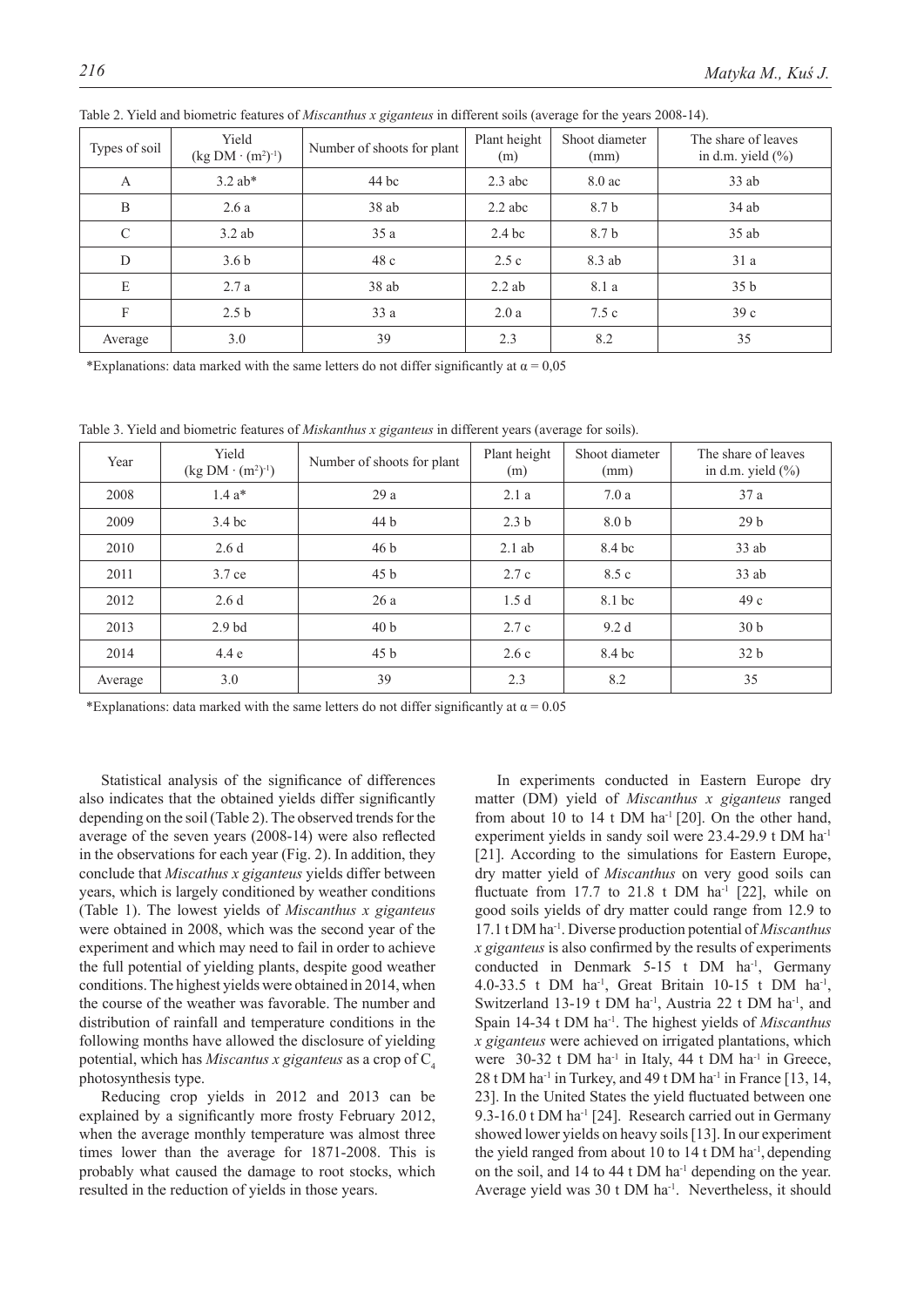Table 2. Yield and biometric features of *Miscanthus x giganteus* in different soils (average for the years 2008-14).

| Types of soil | Yield $(kg\ DM \cdot (m^2)^{-1})$ | Number of shoots for plant | Plant height (m) | Shoot diameter (mm) | The share of leaves in d.m. yield (%) |
|---|---|---|---|---|---|
| A | 3.2 ab* | 44 bc | 2.3 abc | 8.0 ac | 33 ab |
| B | 2.6 a | 38 ab | 2.2 abc | 8.7 b | 34 ab |
| C | 3.2 ab | 35 a | 2.4 bc | 8.7 b | 35 ab |
| D | 3.6 b | 48 c | 2.5 c | 8.3 ab | 31 a |
| E | 2.7 a | 38 ab | 2.2 ab | 8.1 a | 35 b |
| F | 2.5 b | 33 a | 2.0 a | 7.5 c | 39 c |
| Average | 3.0 | 39 | 2.3 | 8.2 | 35 |

*Explanations: data marked with the same letters do not differ significantly at $\alpha = 0,05$

Table 3. Yield and biometric features of *Miskanthus x giganteus* in different years (average for soils).

| Year | Yield $(kg\ DM \cdot (m^2)^{-1})$ | Number of shoots for plant | Plant height (m) | Shoot diameter (mm) | The share of leaves in d.m. yield (%) |
|---|---|---|---|---|---|
| 2008 | 1.4 a* | 29 a | 2.1 a | 7.0 a | 37 a |
| 2009 | 3.4 bc | 44 b | 2.3 b | 8.0 b | 29 b |
| 2010 | 2.6 d | 46 b | 2.1 ab | 8.4 bc | 33 ab |
| 2011 | 3.7 ce | 45 b | 2.7 c | 8.5 c | 33 ab |
| 2012 | 2.6 d | 26 a | 1.5 d | 8.1 bc | 49 c |
| 2013 | 2.9 bd | 40 b | 2.7 c | 9.2 d | 30 b |
| 2014 | 4.4 e | 45 b | 2.6 c | 8.4 bc | 32 b |
| Average | 3.0 | 39 | 2.3 | 8.2 | 35 |

*Explanations: data marked with the same letters do not differ significantly at $\alpha = 0.05$

Statistical analysis of the significance of differences also indicates that the obtained yields differ significantly depending on the soil (Table 2). The observed trends for the average of the seven years (2008-14) were also reflected in the observations for each year (Fig. 2). In addition, they conclude that *Miscathus x giganteus* yields differ between years, which is largely conditioned by weather conditions (Table 1). The lowest yields of *Miscanthus x giganteus* were obtained in 2008, which was the second year of the experiment and which may need to fail in order to achieve the full potential of yielding plants, despite good weather conditions. The highest yields were obtained in 2014, when the course of the weather was favorable. The number and distribution of rainfall and temperature conditions in the following months have allowed the disclosure of yielding potential, which has *Miscantus x giganteus* as a crop of $C_4$ photosynthesis type.

Reducing crop yields in 2012 and 2013 can be explained by a significantly more frosty February 2012, when the average monthly temperature was almost three times lower than the average for 1871-2008. This is probably what caused the damage to root stocks, which resulted in the reduction of yields in those years.

In experiments conducted in Eastern Europe dry matter (DM) yield of *Miscanthus x giganteus* ranged from about 10 to 14 t DM $ha^{-1}$ [20]. On the other hand, experiment yields in sandy soil were 23.4-29.9 t DM $ha^{-1}$ [21]. According to the simulations for Eastern Europe, dry matter yield of *Miscanthus* on very good soils can fluctuate from 17.7 to 21.8 t DM $ha^{-1}$ [22], while on good soils yields of dry matter could range from 12.9 to 17.1 t DM $ha^{-1}$. Diverse production potential of *Miscanthus x giganteus* is also confirmed by the results of experiments conducted in Denmark 5-15 t DM $ha^{-1}$, Germany 4.0-33.5 t DM $ha^{-1}$, Great Britain 10-15 t DM $ha^{-1}$, Switzerland 13-19 t DM $ha^{-1}$, Austria 22 t DM $ha^{-1}$, and Spain 14-34 t DM $ha^{-1}$. The highest yields of *Miscanthus x giganteus* were achieved on irrigated plantations, which were 30-32 t DM $ha^{-1}$ in Italy, 44 t DM $ha^{-1}$ in Greece, 28 t DM $ha^{-1}$ in Turkey, and 49 t DM $ha^{-1}$ in France [13, 14, 23]. In the United States the yield fluctuated between one 9.3-16.0 t DM $ha^{-1}$ [24]. Research carried out in Germany showed lower yields on heavy soils [13]. In our experiment the yield ranged from about 10 to 14 t DM $ha^{-1}$, depending on the soil, and 14 to 44 t DM $ha^{-1}$ depending on the year. Average yield was 30 t DM $ha^{-1}$. Nevertheless, it should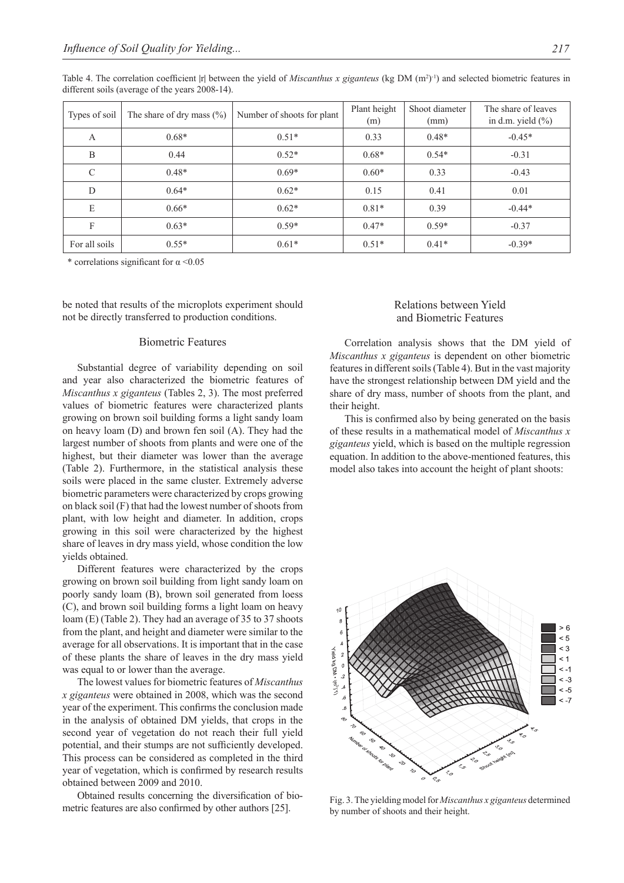Table 4. The correlation coefficient |r| between the yield of *Miscanthus x giganteus* (kg DM $(m^2)^{-1}$) and selected biometric features in different soils (average of the years 2008-14).

| Types of soil | The share of dry mass (%) | Number of shoots for plant | Plant height (m) | Shoot diameter (mm) | The share of leaves in d.m. yield (%) |
|---|---|---|---|---|---|
| A | 0.68* | 0.51* | 0.33 | 0.48* | -0.45* |
| B | 0.44 | 0.52* | 0.68* | 0.54* | -0.31 |
| C | 0.48* | 0.69* | 0.60* | 0.33 | -0.43 |
| D | 0.64* | 0.62* | 0.15 | 0.41 | 0.01 |
| E | 0.66* | 0.62* | 0.81* | 0.39 | -0.44* |
| F | 0.63* | 0.59* | 0.47* | 0.59* | -0.37 |
| For all soils | 0.55* | 0.61* | 0.51* | 0.41* | -0.39* |

\* correlations significant for $\alpha < 0.05$

be noted that results of the microplots experiment should not be directly transferred to production conditions.

### Biometric Features

Substantial degree of variability depending on soil and year also characterized the biometric features of *Miscanthus x giganteus* (Tables 2, 3). The most preferred values of biometric features were characterized plants growing on brown soil building forms a light sandy loam on heavy loam (D) and brown fen soil (A). They had the largest number of shoots from plants and were one of the highest, but their diameter was lower than the average (Table 2). Furthermore, in the statistical analysis these soils were placed in the same cluster. Extremely adverse biometric parameters were characterized by crops growing on black soil (F) that had the lowest number of shoots from plant, with low height and diameter. In addition, crops growing in this soil were characterized by the highest share of leaves in dry mass yield, whose condition the low yields obtained.

Different features were characterized by the crops growing on brown soil building from light sandy loam on poorly sandy loam (B), brown soil generated from loess (C), and brown soil building forms a light loam on heavy loam (E) (Table 2). They had an average of 35 to 37 shoots from the plant, and height and diameter were similar to the average for all observations. It is important that in the case of these plants the share of leaves in the dry mass yield was equal to or lower than the average.

The lowest values for biometric features of *Miscanthus x giganteus* were obtained in 2008, which was the second year of the experiment. This confirms the conclusion made in the analysis of obtained DM yields, that crops in the second year of vegetation do not reach their full yield potential, and their stumps are not sufficiently developed. This process can be considered as completed in the third year of vegetation, which is confirmed by research results obtained between 2009 and 2010.

Obtained results concerning the diversification of biometric features are also confirmed by other authors [25].

### Relations between Yield and Biometric Features

Correlation analysis shows that the DM yield of *Miscanthus x giganteus* is dependent on other biometric features in different soils (Table 4). But in the vast majority have the strongest relationship between DM yield and the share of dry mass, number of shoots from the plant, and their height.

This is confirmed also by being generated on the basis of these results in a mathematical model of *Miscanthus x giganteus* yield, which is based on the multiple regression equation. In addition to the above-mentioned features, this model also takes into account the height of plant shoots:

Fig. 3. The yielding model for *Miscanthus x giganteus* determined by number of shoots and their height.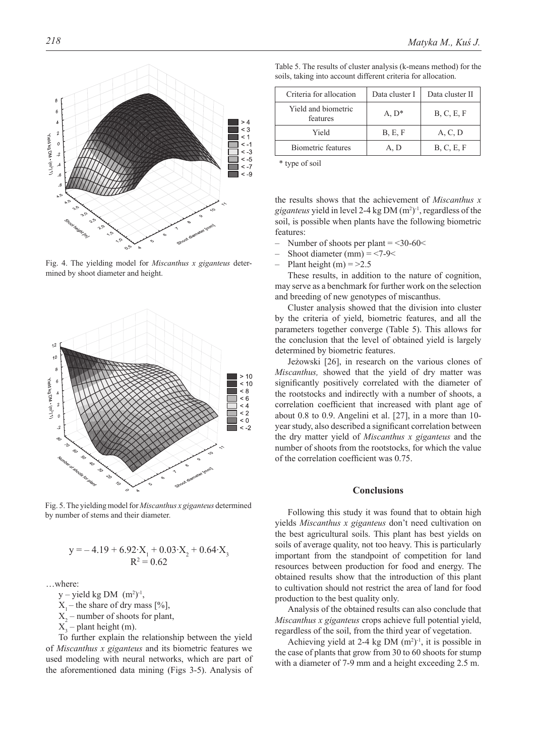Fig. 4. The yielding model for *Miscanthus x giganteus* determined by shoot diameter and height.

Fig. 5. The yielding model for *Miscanthus x giganteus* determined by number of stems and their diameter.

$$y = -4.19 + 6.92 \cdot X_1 + 0.03 \cdot X_2 + 0.64 \cdot X_3$$
$$R^2 = 0.62$$

…where:

$y$ – yield kg DM $(m^2)^{-1}$,

$X_1$ – the share of dry mass [%],

$X_2$ – number of shoots for plant,

$X_3$ – plant height (m).

To further explain the relationship between the yield of *Miscanthus x giganteus* and its biometric features we used modeling with neural networks, which are part of the aforementioned data mining (Figs 3-5). Analysis of the results shows that the achievement of *Miscanthus x giganteus* yield in level 2-4 kg DM $(m^2)^{-1}$, regardless of the soil, is possible when plants have the following biometric features:

- Number of shoots per plant = <30-60<
- Shoot diameter (mm) = <7-9<
- Plant height (m) = >2.5

These results, in addition to the nature of cognition, may serve as a benchmark for further work on the selection and breeding of new genotypes of miscanthus.

Table 5. The results of cluster analysis (k-means method) for the soils, taking into account different criteria for allocation.

| Criteria for allocation | Data cluster I | Data cluster II |
|---|---|---|
| Yield and biometric features | A, D* | B, C, E, F |
| Yield | B, E, F | A, C, D |
| Biometric features | A, D | B, C, E, F |

\* type of soil

Cluster analysis showed that the division into cluster by the criteria of yield, biometric features, and all the parameters together converge (Table 5). This allows for the conclusion that the level of obtained yield is largely determined by biometric features.

Jeżowski [26], in research on the various clones of *Miscanthus,* showed that the yield of dry matter was significantly positively correlated with the diameter of the rootstocks and indirectly with a number of shoots, a correlation coefficient that increased with plant age of about 0.8 to 0.9. Angelini et al. [27], in a more than 10-year study, also described a significant correlation between the dry matter yield of *Miscanthus x giganteus* and the number of shoots from the rootstocks, for which the value of the correlation coefficient was 0.75.

## Conclusions

Following this study it was found that to obtain high yields *Miscanthus x giganteus* don't need cultivation on the best agricultural soils. This plant has best yields on soils of average quality, not too heavy. This is particularly important from the standpoint of competition for land resources between production for food and energy. The obtained results show that the introduction of this plant to cultivation should not restrict the area of land for food production to the best quality only.

Analysis of the obtained results can also conclude that *Miscanthus x giganteus* crops achieve full potential yield, regardless of the soil, from the third year of vegetation.

Achieving yield at 2-4 kg DM $(m^2)^{-1}$, it is possible in the case of plants that grow from 30 to 60 shoots for stump with a diameter of 7-9 mm and a height exceeding 2.5 m.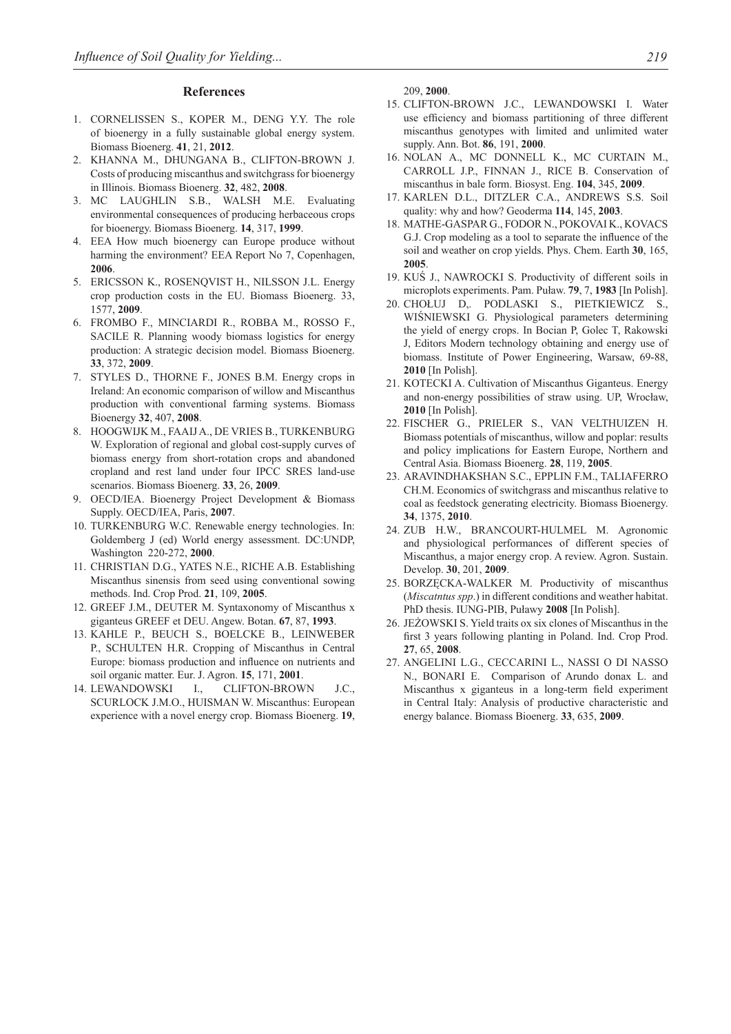## References

1. CORNELISSEN S., KOPER M., DENG Y.Y. The role of bioenergy in a fully sustainable global energy system. Biomass Bioenerg. **41**, 21, **2012**.
2. KHANNA M., DHUNGANA B., CLIFTON-BROWN J. Costs of producing miscanthus and switchgrass for bioenergy in Illinois. Biomass Bioenerg. **32**, 482, **2008**.
3. MC LAUGHLIN S.B., WALSH M.E. Evaluating environmental consequences of producing herbaceous crops for bioenergy. Biomass Bioenerg. **14**, 317, **1999**.
4. EEA How much bioenergy can Europe produce without harming the environment? EEA Report No 7, Copenhagen, **2006**.
5. ERICSSON K., ROSENQVIST H., NILSSON J.L. Energy crop production costs in the EU. Biomass Bioenerg. 33, 1577, **2009**.
6. FROMBO F., MINCIARDI R., ROBBA M., ROSSO F., SACILE R. Planning woody biomass logistics for energy production: A strategic decision model. Biomass Bioenerg. **33**, 372, **2009**.
7. STYLES D., THORNE F., JONES B.M. Energy crops in Ireland: An economic comparison of willow and Miscanthus production with conventional farming systems. Biomass Bioenergy **32**, 407, **2008**.
8. HOOGWIJK M., FAAIJ A., DE VRIES B., TURKENBURG W. Exploration of regional and global cost-supply curves of biomass energy from short-rotation crops and abandoned cropland and rest land under four IPCC SRES land-use scenarios. Biomass Bioenerg. **33**, 26, **2009**.
9. OECD/IEA. Bioenergy Project Development & Biomass Supply. OECD/IEA, Paris, **2007**.
10. TURKENBURG W.C. Renewable energy technologies. In: Goldemberg J (ed) World energy assessment. DC:UNDP, Washington 220-272, **2000**.
11. CHRISTIAN D.G., YATES N.E., RICHE A.B. Establishing Miscanthus sinensis from seed using conventional sowing methods. Ind. Crop Prod. **21**, 109, **2005**.
12. GREEF J.M., DEUTER M. Syntaxonomy of Miscanthus x giganteus GREEF et DEU. Angew. Botan. **67**, 87, **1993**.
13. KAHLE P., BEUCH S., BOELCKE B., LEINWEBER P., SCHULTEN H.R. Cropping of Miscanthus in Central Europe: biomass production and influence on nutrients and soil organic matter. Eur. J. Agron. **15**, 171, **2001**.
14. LEWANDOWSKI I., CLIFTON-BROWN J.C., SCURLOCK J.M.O., HUISMAN W. Miscanthus: European experience with a novel energy crop. Biomass Bioenerg. **19**, 209, **2000**.
15. CLIFTON-BROWN J.C., LEWANDOWSKI I. Water use efficiency and biomass partitioning of three different miscanthus genotypes with limited and unlimited water supply. Ann. Bot. **86**, 191, **2000**.
16. NOLAN A., MC DONNELL K., MC CURTAIN M., CARROLL J.P., FINNAN J., RICE B. Conservation of miscanthus in bale form. Biosyst. Eng. **104**, 345, **2009**.
17. KARLEN D.L., DITZLER C.A., ANDREWS S.S. Soil quality: why and how? Geoderma **114**, 145, **2003**.
18. MATHE-GASPAR G., FODOR N., POKOVAI K., KOVACS G.J. Crop modeling as a tool to separate the influence of the soil and weather on crop yields. Phys. Chem. Earth **30**, 165, **2005**.
19. KUŚ J., NAWROCKI S. Productivity of different soils in microplots experiments. Pam. Puław. **79**, 7, **1983** [In Polish].
20. CHOŁUJ D,. PODLASKI S., PIETKIEWICZ S., WIŚNIEWSKI G. Physiological parameters determining the yield of energy crops. In Bocian P, Golec T, Rakowski J, Editors Modern technology obtaining and energy use of biomass. Institute of Power Engineering, Warsaw, 69-88, **2010** [In Polish].
21. KOTECKI A. Cultivation of Miscanthus Giganteus. Energy and non-energy possibilities of straw using. UP, Wrocław, **2010** [In Polish].
22. FISCHER G., PRIELER S., VAN VELTHUIZEN H. Biomass potentials of miscanthus, willow and poplar: results and policy implications for Eastern Europe, Northern and Central Asia. Biomass Bioenerg. **28**, 119, **2005**.
23. ARAVINDHAKSHAN S.C., EPPLIN F.M., TALIAFERRO CH.M. Economics of switchgrass and miscanthus relative to coal as feedstock generating electricity. Biomass Bioenergy. **34**, 1375, **2010**.
24. ZUB H.W., BRANCOURT-HULMEL M. Agronomic and physiological performances of different species of Miscanthus, a major energy crop. A review. Agron. Sustain. Develop. **30**, 201, **2009**.
25. BORZĘCKA-WALKER M. Productivity of miscanthus (*Miscatntus spp*.) in different conditions and weather habitat. PhD thesis. IUNG-PIB, Puławy **2008** [In Polish].
26. JEŻOWSKI S. Yield traits ox six clones of Miscanthus in the first 3 years following planting in Poland. Ind. Crop Prod. **27**, 65, **2008**.
27. ANGELINI L.G., CECCARINI L., NASSI O DI NASSO N., BONARI E. Comparison of Arundo donax L. and Miscanthus x giganteus in a long-term field experiment in Central Italy: Analysis of productive characteristic and energy balance. Biomass Bioenerg. **33**, 635, **2009**.